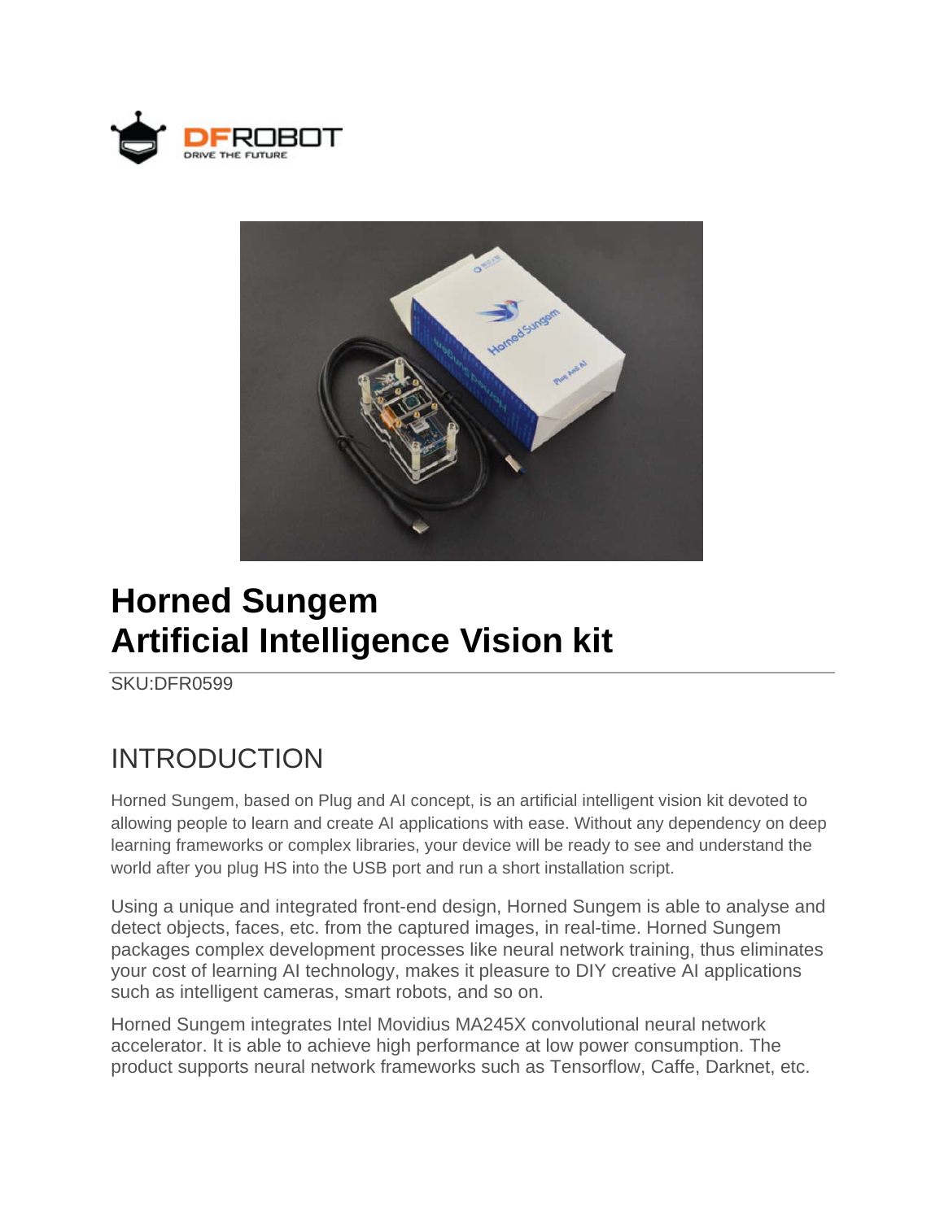# Horned Sungem
# Artificial Intelligence Vision kit

SKU:DFR0599

## INTRODUCTION

Horned Sungem, based on Plug and AI concept, is an artificial intelligent vision kit devoted to allowing people to learn and create AI applications with ease. Without any dependency on deep learning frameworks or complex libraries, your device will be ready to see and understand the world after you plug HS into the USB port and run a short installation script.

Using a unique and integrated front-end design, Horned Sungem is able to analyse and detect objects, faces, etc. from the captured images, in real-time. Horned Sungem packages complex development processes like neural network training, thus eliminates your cost of learning AI technology, makes it pleasure to DIY creative AI applications such as intelligent cameras, smart robots, and so on.

Horned Sungem integrates Intel Movidius MA245X convolutional neural network accelerator. It is able to achieve high performance at low power consumption. The product supports neural network frameworks such as Tensorflow, Caffe, Darknet, etc.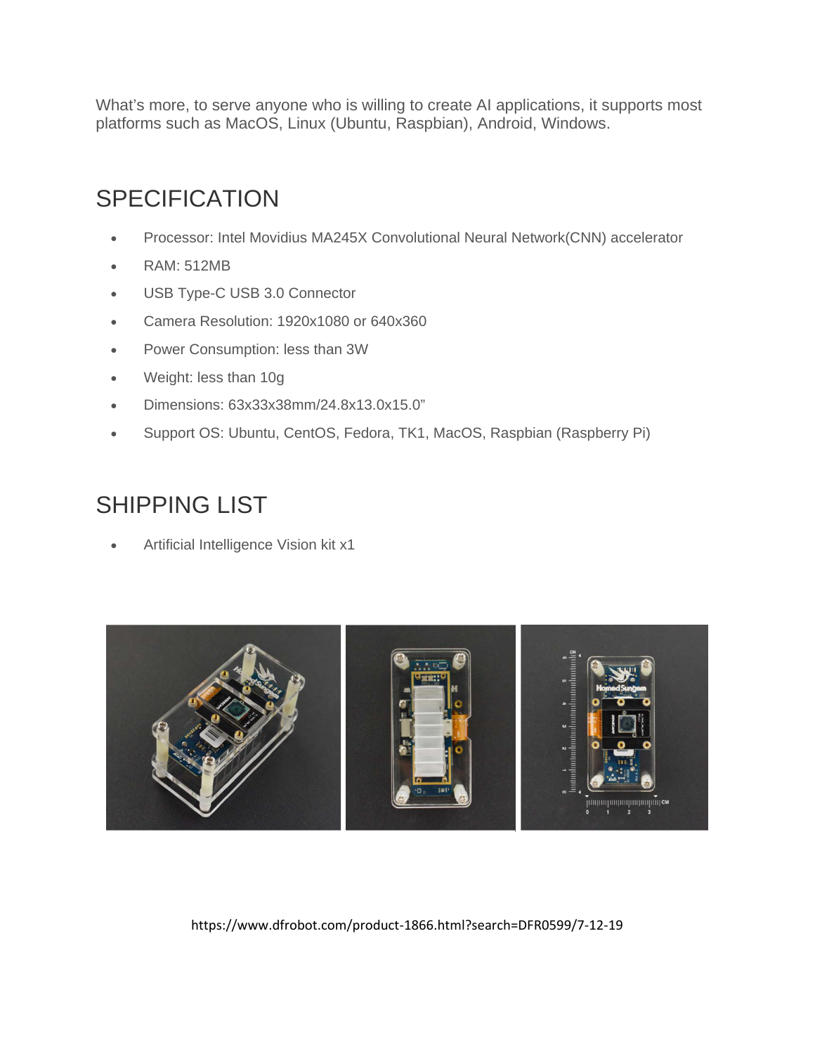What's more, to serve anyone who is willing to create AI applications, it supports most platforms such as MacOS, Linux (Ubuntu, Raspbian), Android, Windows.

## SPECIFICATION

- Processor: Intel Movidius MA245X Convolutional Neural Network(CNN) accelerator
- RAM: 512MB
- USB Type-C USB 3.0 Connector
- Camera Resolution: 1920x1080 or 640x360
- Power Consumption: less than 3W
- Weight: less than 10g
- Dimensions: 63x33x38mm/24.8x13.0x15.0"
- Support OS: Ubuntu, CentOS, Fedora, TK1, MacOS, Raspbian (Raspberry Pi)

## SHIPPING LIST

- Artificial Intelligence Vision kit x1

https://www.dfrobot.com/product-1866.html?search=DFR0599/7-12-19